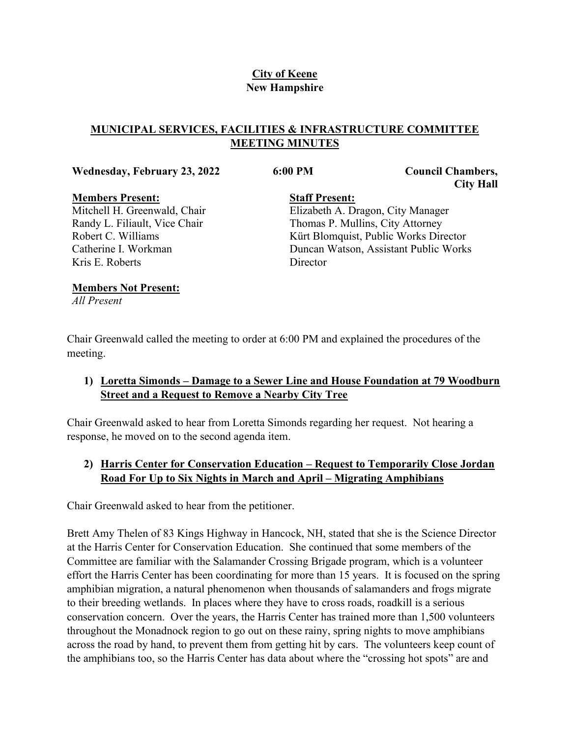**City of Keene**
**New Hampshire**

# MUNICIPAL SERVICES, FACILITIES & INFRASTRUCTURE COMMITTEE MEETING MINUTES

**Wednesday, February 23, 2022** **6:00 PM** **Council Chambers, City Hall**

**Members Present:**
Mitchell H. Greenwald, Chair
Randy L. Filiault, Vice Chair
Robert C. Williams
Catherine I. Workman
Kris E. Roberts

**Staff Present:**
Elizabeth A. Dragon, City Manager
Thomas P. Mullins, City Attorney
Kürt Blomquist, Public Works Director
Duncan Watson, Assistant Public Works Director

**Members Not Present:**
*All Present*

Chair Greenwald called the meeting to order at 6:00 PM and explained the procedures of the meeting.

## 1) Loretta Simonds – Damage to a Sewer Line and House Foundation at 79 Woodburn Street and a Request to Remove a Nearby City Tree

Chair Greenwald asked to hear from Loretta Simonds regarding her request. Not hearing a response, he moved on to the second agenda item.

## 2) Harris Center for Conservation Education – Request to Temporarily Close Jordan Road For Up to Six Nights in March and April – Migrating Amphibians

Chair Greenwald asked to hear from the petitioner.

Brett Amy Thelen of 83 Kings Highway in Hancock, NH, stated that she is the Science Director at the Harris Center for Conservation Education. She continued that some members of the Committee are familiar with the Salamander Crossing Brigade program, which is a volunteer effort the Harris Center has been coordinating for more than 15 years. It is focused on the spring amphibian migration, a natural phenomenon when thousands of salamanders and frogs migrate to their breeding wetlands. In places where they have to cross roads, roadkill is a serious conservation concern. Over the years, the Harris Center has trained more than 1,500 volunteers throughout the Monadnock region to go out on these rainy, spring nights to move amphibians across the road by hand, to prevent them from getting hit by cars. The volunteers keep count of the amphibians too, so the Harris Center has data about where the "crossing hot spots" are and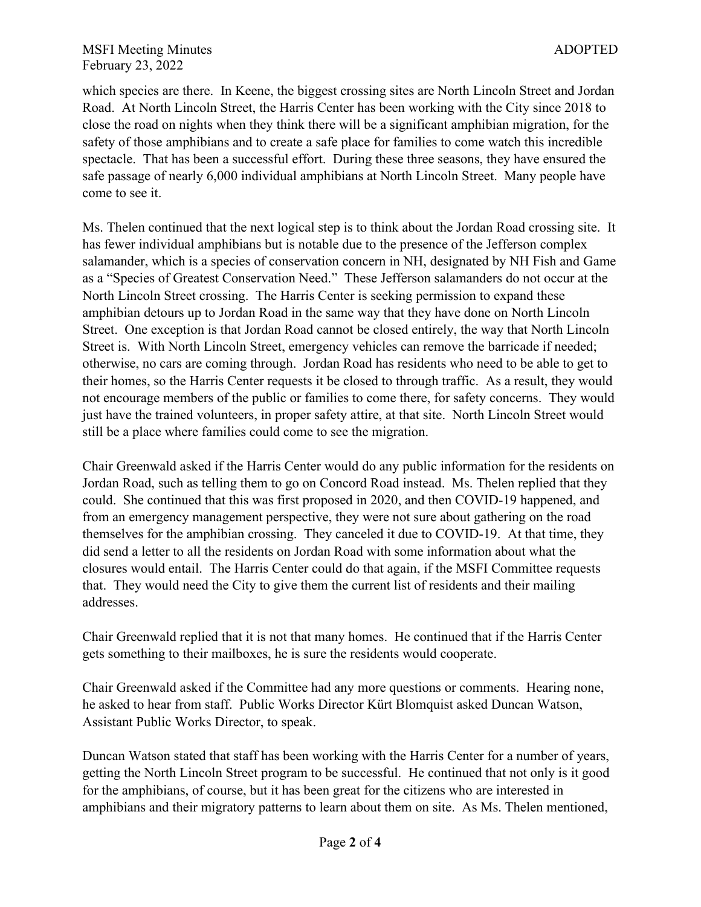which species are there. In Keene, the biggest crossing sites are North Lincoln Street and Jordan Road. At North Lincoln Street, the Harris Center has been working with the City since 2018 to close the road on nights when they think there will be a significant amphibian migration, for the safety of those amphibians and to create a safe place for families to come watch this incredible spectacle. That has been a successful effort. During these three seasons, they have ensured the safe passage of nearly 6,000 individual amphibians at North Lincoln Street. Many people have come to see it.

Ms. Thelen continued that the next logical step is to think about the Jordan Road crossing site. It has fewer individual amphibians but is notable due to the presence of the Jefferson complex salamander, which is a species of conservation concern in NH, designated by NH Fish and Game as a "Species of Greatest Conservation Need." These Jefferson salamanders do not occur at the North Lincoln Street crossing. The Harris Center is seeking permission to expand these amphibian detours up to Jordan Road in the same way that they have done on North Lincoln Street. One exception is that Jordan Road cannot be closed entirely, the way that North Lincoln Street is. With North Lincoln Street, emergency vehicles can remove the barricade if needed; otherwise, no cars are coming through. Jordan Road has residents who need to be able to get to their homes, so the Harris Center requests it be closed to through traffic. As a result, they would not encourage members of the public or families to come there, for safety concerns. They would just have the trained volunteers, in proper safety attire, at that site. North Lincoln Street would still be a place where families could come to see the migration.

Chair Greenwald asked if the Harris Center would do any public information for the residents on Jordan Road, such as telling them to go on Concord Road instead. Ms. Thelen replied that they could. She continued that this was first proposed in 2020, and then COVID-19 happened, and from an emergency management perspective, they were not sure about gathering on the road themselves for the amphibian crossing. They canceled it due to COVID-19. At that time, they did send a letter to all the residents on Jordan Road with some information about what the closures would entail. The Harris Center could do that again, if the MSFI Committee requests that. They would need the City to give them the current list of residents and their mailing addresses.

Chair Greenwald replied that it is not that many homes. He continued that if the Harris Center gets something to their mailboxes, he is sure the residents would cooperate.

Chair Greenwald asked if the Committee had any more questions or comments. Hearing none, he asked to hear from staff. Public Works Director Kürt Blomquist asked Duncan Watson, Assistant Public Works Director, to speak.

Duncan Watson stated that staff has been working with the Harris Center for a number of years, getting the North Lincoln Street program to be successful. He continued that not only is it good for the amphibians, of course, but it has been great for the citizens who are interested in amphibians and their migratory patterns to learn about them on site. As Ms. Thelen mentioned,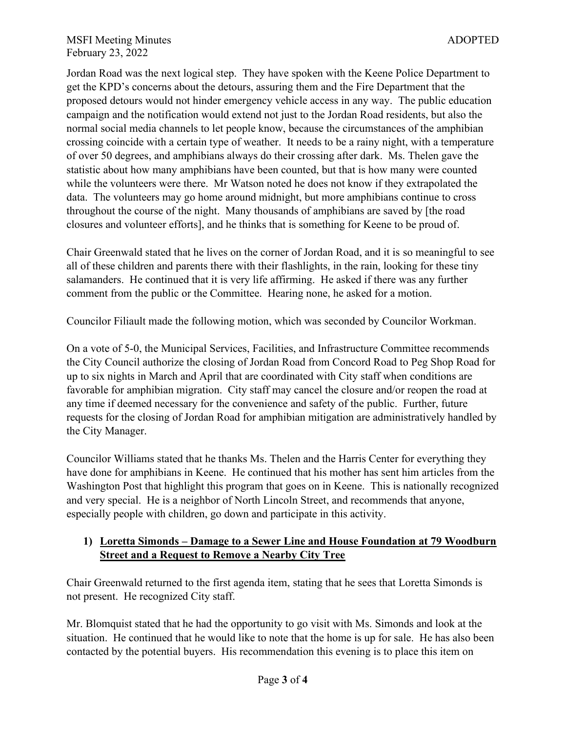Jordan Road was the next logical step. They have spoken with the Keene Police Department to get the KPD's concerns about the detours, assuring them and the Fire Department that the proposed detours would not hinder emergency vehicle access in any way. The public education campaign and the notification would extend not just to the Jordan Road residents, but also the normal social media channels to let people know, because the circumstances of the amphibian crossing coincide with a certain type of weather. It needs to be a rainy night, with a temperature of over 50 degrees, and amphibians always do their crossing after dark. Ms. Thelen gave the statistic about how many amphibians have been counted, but that is how many were counted while the volunteers were there. Mr Watson noted he does not know if they extrapolated the data. The volunteers may go home around midnight, but more amphibians continue to cross throughout the course of the night. Many thousands of amphibians are saved by [the road closures and volunteer efforts], and he thinks that is something for Keene to be proud of.

Chair Greenwald stated that he lives on the corner of Jordan Road, and it is so meaningful to see all of these children and parents there with their flashlights, in the rain, looking for these tiny salamanders. He continued that it is very life affirming. He asked if there was any further comment from the public or the Committee. Hearing none, he asked for a motion.

Councilor Filiault made the following motion, which was seconded by Councilor Workman.

On a vote of 5-0, the Municipal Services, Facilities, and Infrastructure Committee recommends the City Council authorize the closing of Jordan Road from Concord Road to Peg Shop Road for up to six nights in March and April that are coordinated with City staff when conditions are favorable for amphibian migration. City staff may cancel the closure and/or reopen the road at any time if deemed necessary for the convenience and safety of the public. Further, future requests for the closing of Jordan Road for amphibian mitigation are administratively handled by the City Manager.

Councilor Williams stated that he thanks Ms. Thelen and the Harris Center for everything they have done for amphibians in Keene. He continued that his mother has sent him articles from the Washington Post that highlight this program that goes on in Keene. This is nationally recognized and very special. He is a neighbor of North Lincoln Street, and recommends that anyone, especially people with children, go down and participate in this activity.

### 1) Loretta Simonds – Damage to a Sewer Line and House Foundation at 79 Woodburn Street and a Request to Remove a Nearby City Tree

Chair Greenwald returned to the first agenda item, stating that he sees that Loretta Simonds is not present. He recognized City staff.

Mr. Blomquist stated that he had the opportunity to go visit with Ms. Simonds and look at the situation. He continued that he would like to note that the home is up for sale. He has also been contacted by the potential buyers. His recommendation this evening is to place this item on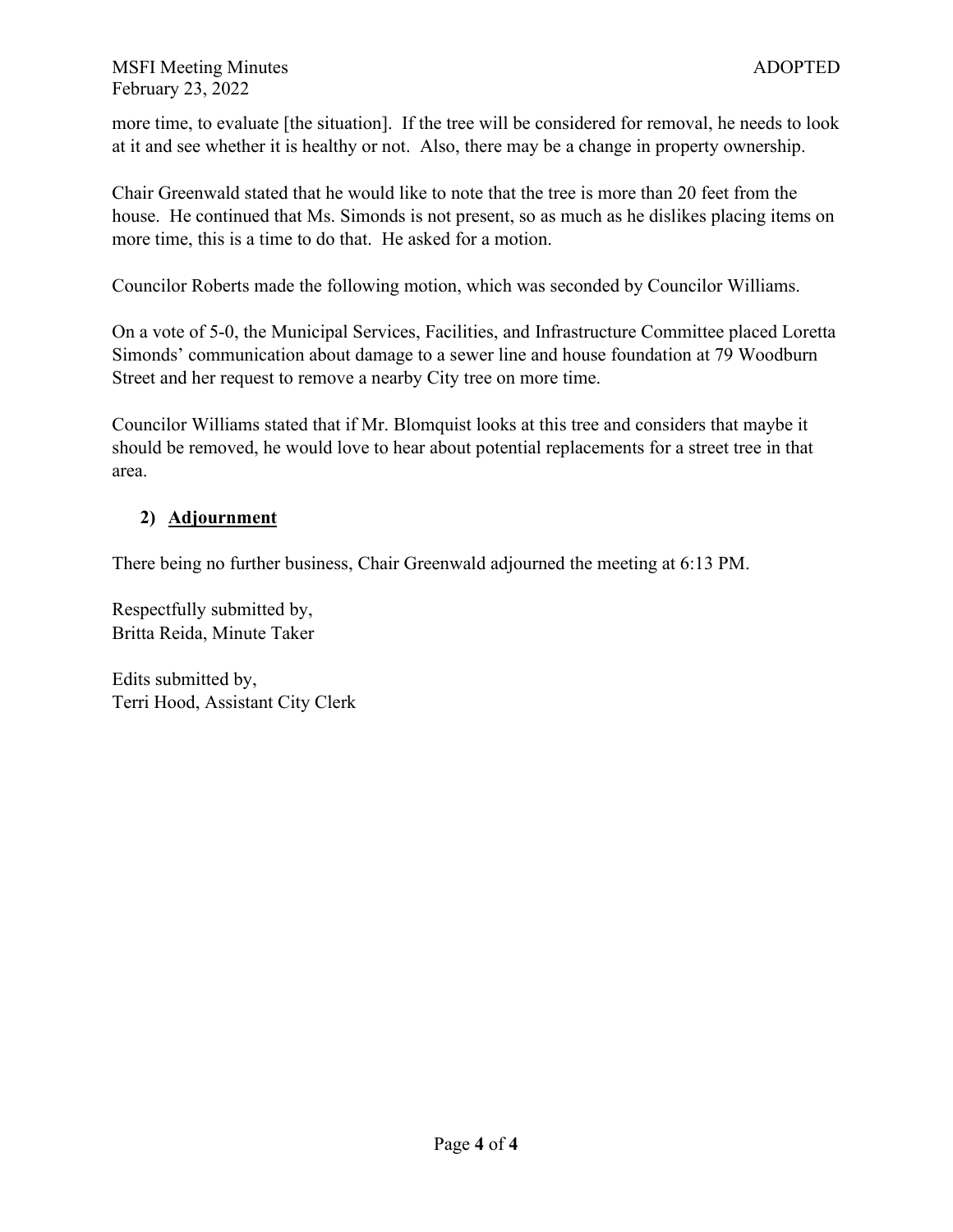more time, to evaluate [the situation]. If the tree will be considered for removal, he needs to look at it and see whether it is healthy or not. Also, there may be a change in property ownership.

Chair Greenwald stated that he would like to note that the tree is more than 20 feet from the house. He continued that Ms. Simonds is not present, so as much as he dislikes placing items on more time, this is a time to do that. He asked for a motion.

Councilor Roberts made the following motion, which was seconded by Councilor Williams.

On a vote of 5-0, the Municipal Services, Facilities, and Infrastructure Committee placed Loretta Simonds' communication about damage to a sewer line and house foundation at 79 Woodburn Street and her request to remove a nearby City tree on more time.

Councilor Williams stated that if Mr. Blomquist looks at this tree and considers that maybe it should be removed, he would love to hear about potential replacements for a street tree in that area.

## 2) **Adjournment**

There being no further business, Chair Greenwald adjourned the meeting at 6:13 PM.

Respectfully submitted by,
Britta Reida, Minute Taker

Edits submitted by,
Terri Hood, Assistant City Clerk